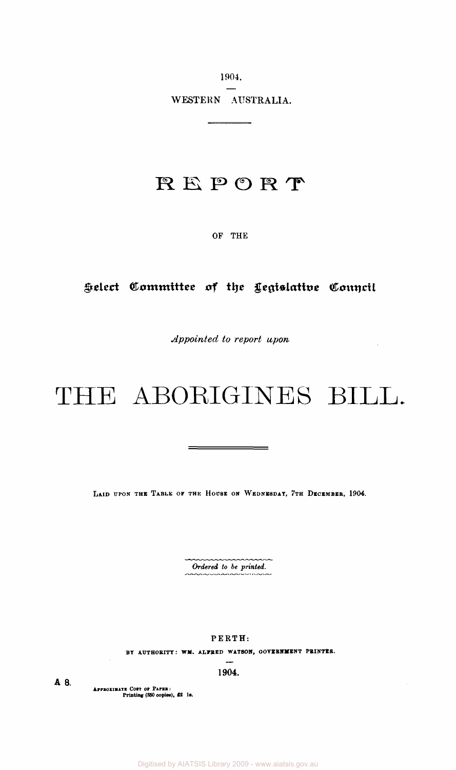1904.

WESTERN AUSTRALIA.

# REPORT

OF THE

## Select Committee of the Legislative Council

*Appointed to report upon*

# THE ABORIGINES BILL.

LAID UPON THE TABLE OF THE HOUSE ON WEDNESDAY, 7TH DECEMBER, 1904.

*Ordered to be printed.*

PERTH:

BY AUTHORITY: WM. ALFRED WATSON, GOVERNMENT PRINTER.

1904.

A 8.

APPROXIMATE COST OF PAPER:
Printing (350 copies), £2 1s.

Digitised by AIATSIS Library 2009 - www.aiatsis.gov.au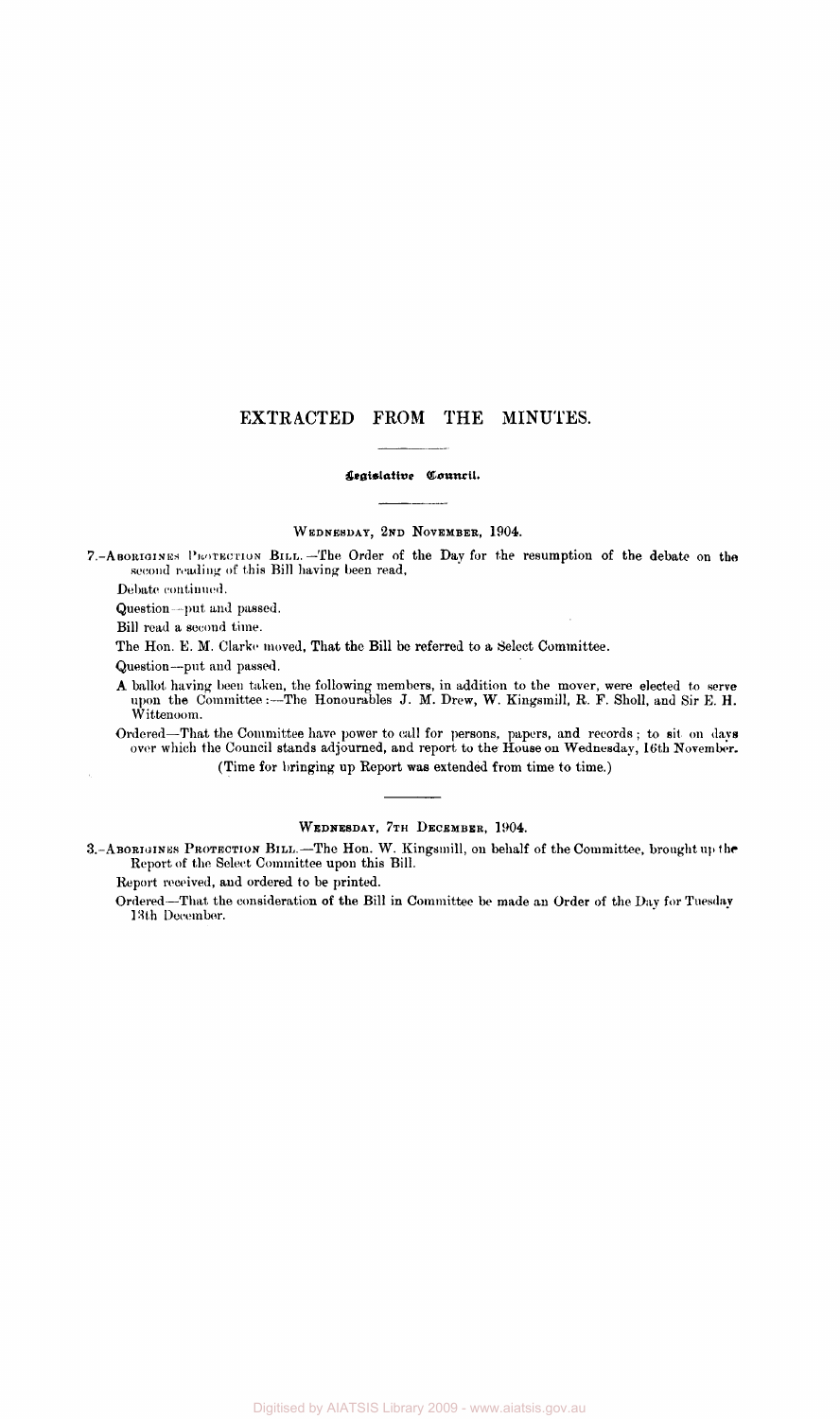# EXTRACTED FROM THE MINUTES.

## Legislative Council.

### WEDNESDAY, 2ND NOVEMBER, 1904.

7.—ABORIGINES PROTECTION BILL.—The Order of the Day for the resumption of the debate on the second reading of this Bill having been read,

Debate continued.

Question—put and passed.

Bill read a second time.

The Hon. E. M. Clarke moved, That the Bill be referred to a Select Committee.

Question—put and passed.

A ballot having been taken, the following members, in addition to the mover, were elected to serve upon the Committee:—The Honourables J. M. Drew, W. Kingsmill, R. F. Sholl, and Sir E. H. Wittenoom.

Ordered—That the Committee have power to call for persons, papers, and records; to sit on days over which the Council stands adjourned, and report to the House on Wednesday, 16th November.

(Time for bringing up Report was extended from time to time.)

### WEDNESDAY, 7TH DECEMBER, 1904.

3.—ABORIGINES PROTECTION BILL.—The Hon. W. Kingsmill, on behalf of the Committee, brought up the Report of the Select Committee upon this Bill.

Report received, and ordered to be printed.

Ordered—That the consideration of the Bill in Committee be made an Order of the Day for Tuesday 13th December.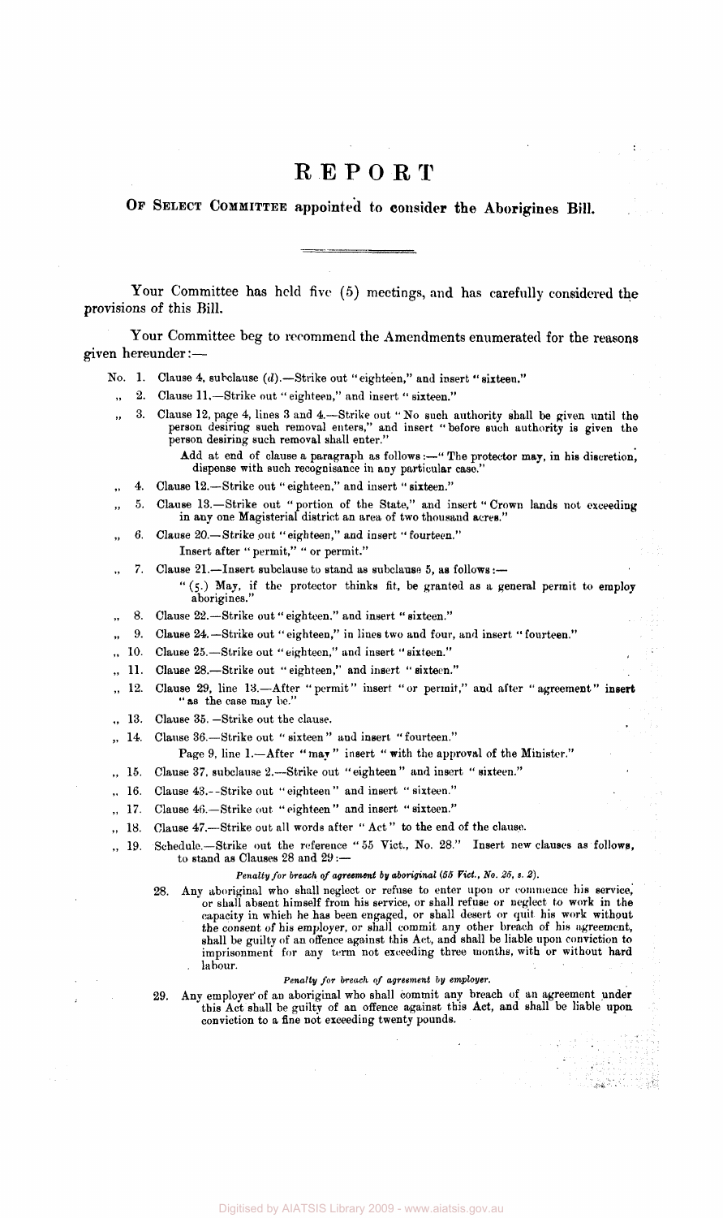# REPORT

**OF SELECT COMMITTEE appointed to consider the Aborigines Bill.**

Your Committee has held five (5) meetings, and has carefully considered the provisions of this Bill.

Your Committee beg to recommend the Amendments enumerated for the reasons given hereunder:—

No. 1. Clause 4, subclause (*d*).—Strike out "eighteen," and insert "sixteen."

" 2. Clause 11.—Strike out "eighteen," and insert "sixteen."

" 3. Clause 12, page 4, lines 3 and 4.—Strike out "No such authority shall be given until the person desiring such removal enters," and insert "before such authority is given the person desiring such removal shall enter."

Add at end of clause a paragraph as follows:—"The protector may, in his discretion, dispense with such recognisance in any particular case."

" 4. Clause 12.—Strike out "eighteen," and insert "sixteen."

" 5. Clause 13.—Strike out "portion of the State," and insert "Crown lands not exceeding in any one Magisterial district an area of two thousand acres."

" 6. Clause 20.—Strike out "eighteen," and insert "fourteen."

Insert after "permit," "or permit."

" 7. Clause 21.—Insert subclause to stand as subclause 5, as follows:—

"(5.) May, if the protector thinks fit, be granted as a general permit to employ aborigines."

" 8. Clause 22.—Strike out "eighteen," and insert "sixteen."

" 9. Clause 24.—Strike out "eighteen," in lines two and four, and insert "fourteen."

" 10. Clause 25.—Strike out "eighteen," and insert "sixteen."

" 11. Clause 28.—Strike out "eighteen," and insert "sixteen."

" 12. Clause 29, line 13.—After "permit" insert "or permit," and after "agreement" insert "as the case may be."

" 13. Clause 35.—Strike out the clause.

" 14. Clause 36.—Strike out "sixteen" and insert "fourteen."

Page 9, line 1.—After "may" insert "with the approval of the Minister."

" 15. Clause 37, subclause 2.—Strike out "eighteen" and insert "sixteen."

" 16. Clause 43.—Strike out "eighteen" and insert "sixteen."

" 17. Clause 46.—Strike out "eighteen" and insert "sixteen."

" 18. Clause 47.—Strike out all words after "Act" to the end of the clause.

" 19. Schedule.—Strike out the reference "55 Vict., No. 28." Insert new clauses as follows, to stand as Clauses 28 and 29:—

*Penalty for breach of agreement by aboriginal (55 Vict., No. 25, s. 2).*

28. Any aboriginal who shall neglect or refuse to enter upon or commence his service, or shall absent himself from his service, or shall refuse or neglect to work in the capacity in which he has been engaged, or shall desert or quit his work without the consent of his employer, or shall commit any other breach of his agreement, shall be guilty of an offence against this Act, and shall be liable upon conviction to imprisonment for any term not exceeding three months, with or without hard labour.

*Penalty for breach of agreement by employer.*

29. Any employer of an aboriginal who shall commit any breach of an agreement under this Act shall be guilty of an offence against this Act, and shall be liable upon conviction to a fine not exceeding twenty pounds.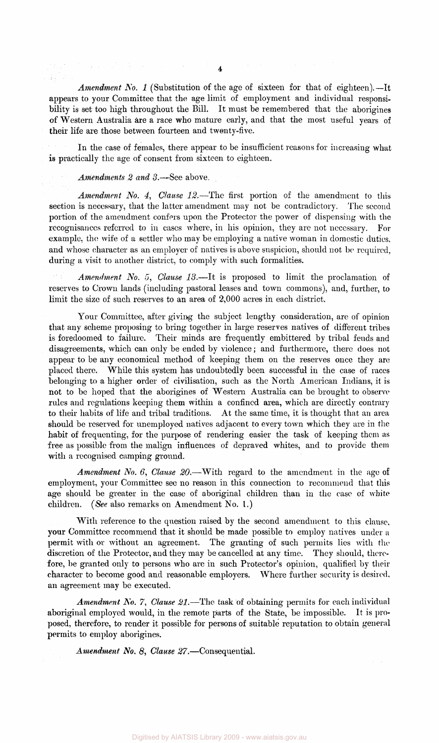*Amendment No. 1* (Substitution of the age of sixteen for that of eighteen).—It appears to your Committee that the age limit of employment and individual responsibility is set too high throughout the Bill. It must be remembered that the aborigines of Western Australia are a race who mature early, and that the most useful years of their life are those between fourteen and twenty-five.

In the case of females, there appear to be insufficient reasons for increasing what is practically the age of consent from sixteen to eighteen.

*Amendments 2 and 3.*—See above.

*Amendment No. 4, Clause 12.*—The first portion of the amendment to this section is necessary, that the latter amendment may not be contradictory. The second portion of the amendment confers upon the Protector the power of dispensing with the recognisances referred to in cases where, in his opinion, they are not necessary. For example, the wife of a settler who may be employing a native woman in domestic duties, and whose character as an employer of natives is above suspicion, should not be required, during a visit to another district, to comply with such formalities.

*Amendment No. 5, Clause 13.*—It is proposed to limit the proclamation of reserves to Crown lands (including pastoral leases and town commons), and, further, to limit the size of such reserves to an area of 2,000 acres in each district.

Your Committee, after giving the subject lengthy consideration, are of opinion that any scheme proposing to bring together in large reserves natives of different tribes is foredoomed to failure. Their minds are frequently embittered by tribal feuds and disagreements, which can only be ended by violence; and furthermore, there does not appear to be any economical method of keeping them on the reserves once they are placed there. While this system has undoubtedly been successful in the case of races belonging to a higher order of civilisation, such as the North American Indians, it is not to be hoped that the aborigines of Western Australia can be brought to observe rules and regulations keeping them within a confined area, which are directly contrary to their habits of life and tribal traditions. At the same time, it is thought that an area should be reserved for unemployed natives adjacent to every town which they are in the habit of frequenting, for the purpose of rendering easier the task of keeping them as free as possible from the malign influences of depraved whites, and to provide them with a recognised camping ground.

*Amendment No. 6, Clause 20.*—With regard to the amendment in the age of employment, your Committee see no reason in this connection to recommend that this age should be greater in the case of aboriginal children than in the case of white children. (*See* also remarks on Amendment No. 1.)

With reference to the question raised by the second amendment to this clause, your Committee recommend that it should be made possible to employ natives under a permit with or without an agreement. The granting of such permits lies with the discretion of the Protector, and they may be cancelled at any time. They should, therefore, be granted only to persons who are in such Protector's opinion, qualified by their character to become good and reasonable employers. Where further security is desired, an agreement may be executed.

*Amendment No. 7, Clause 21.*—The task of obtaining permits for each individual aboriginal employed would, in the remote parts of the State, be impossible. It is proposed, therefore, to render it possible for persons of suitable reputation to obtain general permits to employ aborigines.

*Amendment No. 8, Clause 27.*—Consequential.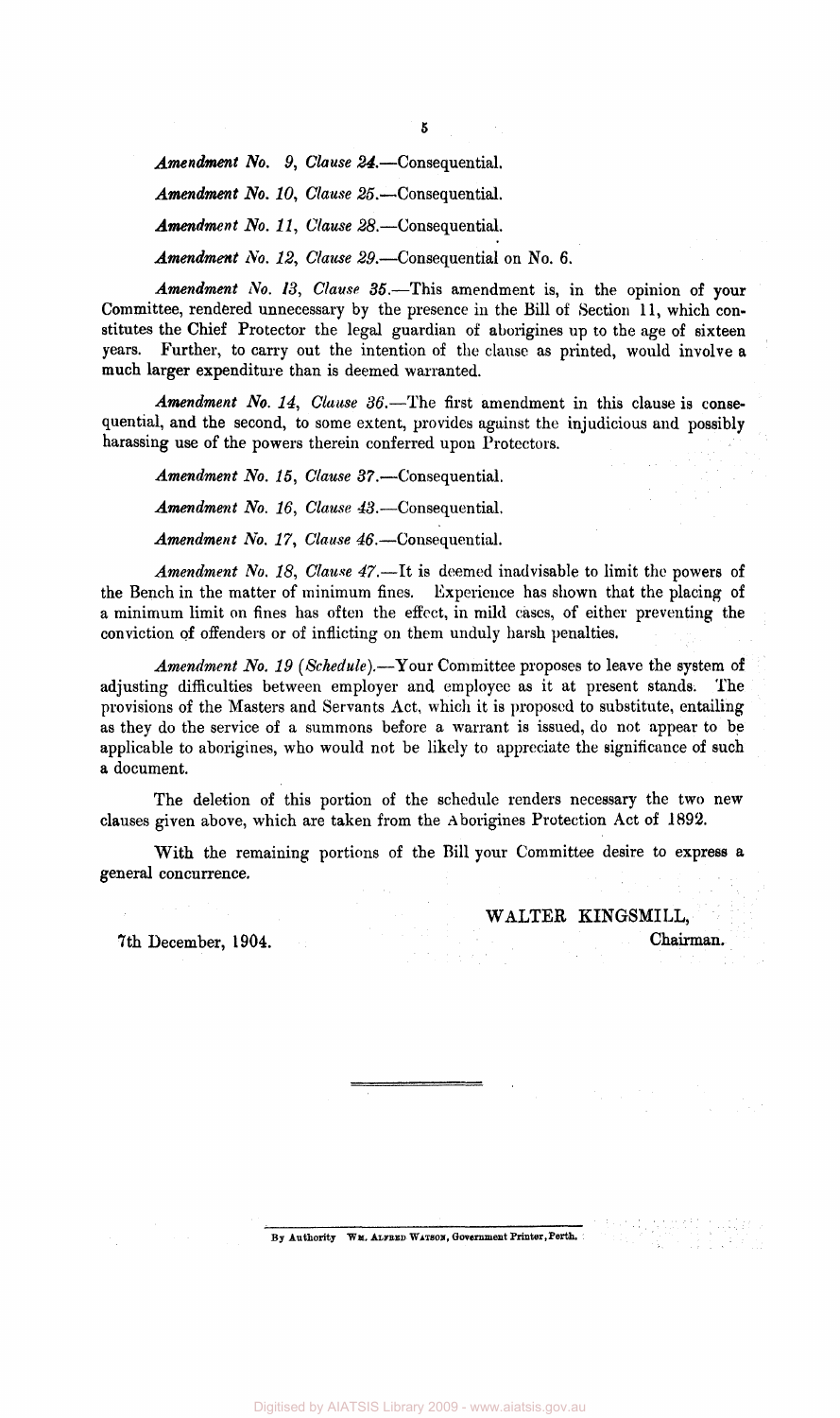*Amendment No. 9, Clause 24.*—Consequential.

*Amendment No. 10, Clause 25.*—Consequential.

*Amendment No. 11, Clause 28.*—Consequential.

*Amendment No. 12, Clause 29.*—Consequential on No. 6.

*Amendment No. 13, Clause 35.*—This amendment is, in the opinion of your Committee, rendered unnecessary by the presence in the Bill of Section 11, which constitutes the Chief Protector the legal guardian of aborigines up to the age of sixteen years. Further, to carry out the intention of the clause as printed, would involve a much larger expenditure than is deemed warranted.

*Amendment No. 14, Clause 36.*—The first amendment in this clause is consequential, and the second, to some extent, provides against the injudicious and possibly harassing use of the powers therein conferred upon Protectors.

*Amendment No. 15, Clause 37.*—Consequential.

*Amendment No. 16, Clause 43.*—Consequential.

*Amendment No. 17, Clause 46.*—Consequential.

*Amendment No. 18, Clause 47.*—It is deemed inadvisable to limit the powers of the Bench in the matter of minimum fines. Experience has shown that the placing of a minimum limit on fines has often the effect, in mild cases, of either preventing the conviction of offenders or of inflicting on them unduly harsh penalties.

*Amendment No. 19 (Schedule).*—Your Committee proposes to leave the system of adjusting difficulties between employer and employee as it at present stands. The provisions of the Masters and Servants Act, which it is proposed to substitute, entailing as they do the service of a summons before a warrant is issued, do not appear to be applicable to aborigines, who would not be likely to appreciate the significance of such a document.

The deletion of this portion of the schedule renders necessary the two new clauses given above, which are taken from the Aborigines Protection Act of 1892.

With the remaining portions of the Bill your Committee desire to express a general concurrence.

WALTER KINGSMILL,
Chairman.

7th December, 1904.

By Authority Wm. Alfred Watson, Government Printer, Perth.